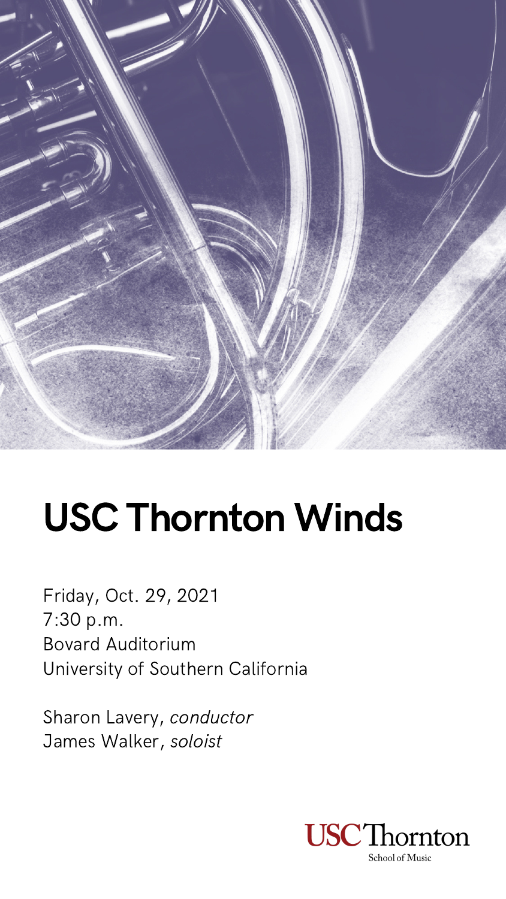# USC Thornton Winds

Friday, Oct. 29, 2021
7:30 p.m.
Bovard Auditorium
University of Southern California

Sharon Lavery, *conductor*
James Walker, *soloist*

USC Thornton
School of Music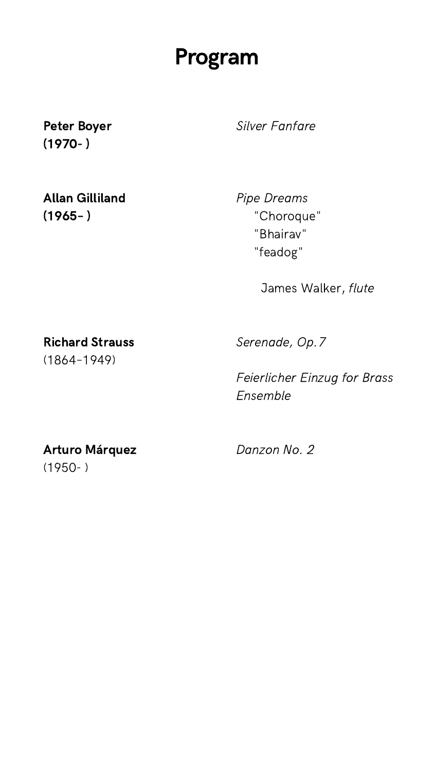# Program

**Peter Boyer**
**(1970- )**

*Silver Fanfare*

**Allan Gilliland**
**(1965– )**

*Pipe Dreams*
"Choroque"
"Bhairav"
"feadog"

James Walker, *flute*

**Richard Strauss**
(1864–1949)

*Serenade, Op.7*

*Feierlicher Einzug for Brass Ensemble*

**Arturo Márquez**
(1950- )

*Danzon No. 2*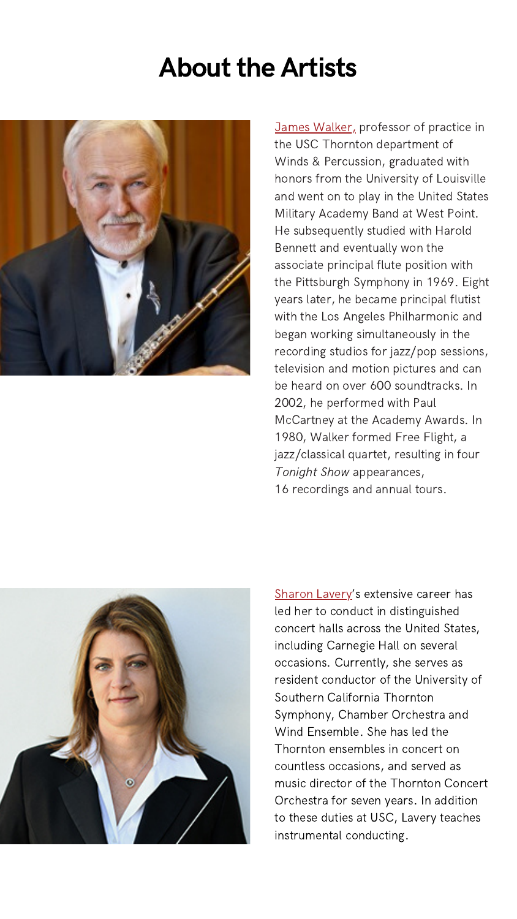# About the Artists

James Walker, professor of practice in the USC Thornton department of Winds & Percussion, graduated with honors from the University of Louisville and went on to play in the United States Military Academy Band at West Point. He subsequently studied with Harold Bennett and eventually won the associate principal flute position with the Pittsburgh Symphony in 1969. Eight years later, he became principal flutist with the Los Angeles Philharmonic and began working simultaneously in the recording studios for jazz/pop sessions, television and motion pictures and can be heard on over 600 soundtracks. In 2002, he performed with Paul McCartney at the Academy Awards. In 1980, Walker formed Free Flight, a jazz/classical quartet, resulting in four *Tonight Show* appearances, 16 recordings and annual tours.

Sharon Lavery's extensive career has led her to conduct in distinguished concert halls across the United States, including Carnegie Hall on several occasions. Currently, she serves as resident conductor of the University of Southern California Thornton Symphony, Chamber Orchestra and Wind Ensemble. She has led the Thornton ensembles in concert on countless occasions, and served as music director of the Thornton Concert Orchestra for seven years. In addition to these duties at USC, Lavery teaches instrumental conducting.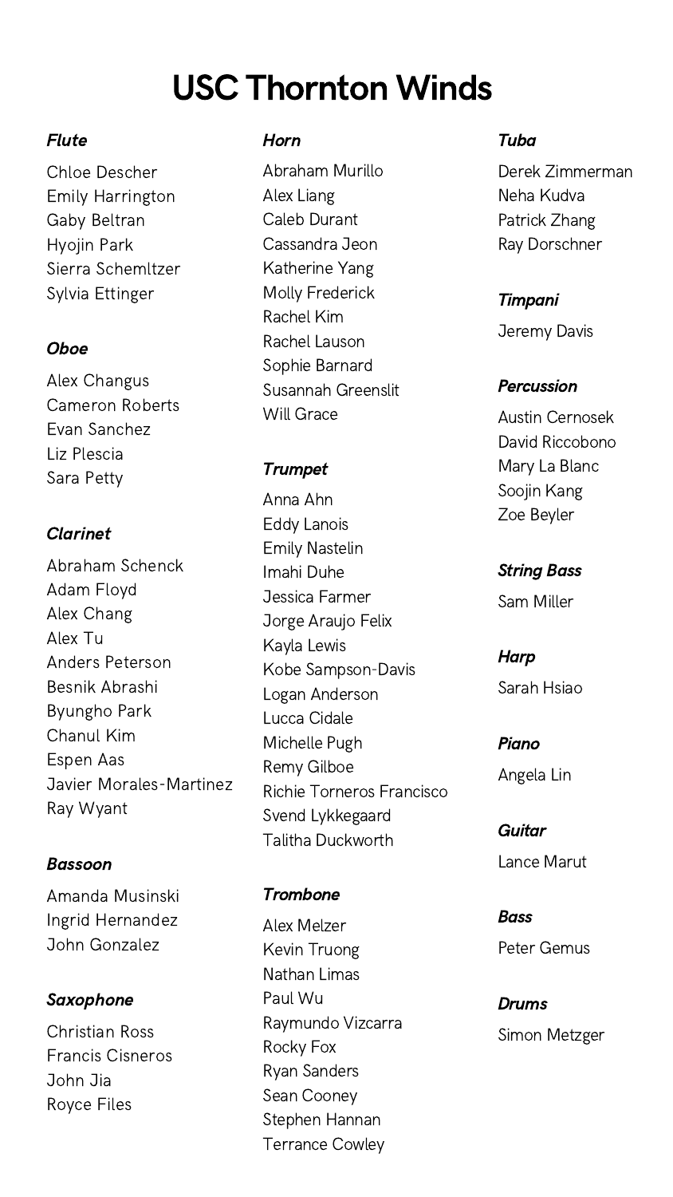# USC Thornton Winds

### *Flute*

Chloe Descher
Emily Harrington
Gaby Beltran
Hyojin Park
Sierra Schemltzer
Sylvia Ettinger

### *Oboe*

Alex Changus
Cameron Roberts
Evan Sanchez
Liz Plescia
Sara Petty

### *Clarinet*

Abraham Schenck
Adam Floyd
Alex Chang
Alex Tu
Anders Peterson
Besnik Abrashi
Byungho Park
Chanul Kim
Espen Aas
Javier Morales-Martinez
Ray Wyant

### *Bassoon*

Amanda Musinski
Ingrid Hernandez
John Gonzalez

### *Saxophone*

Christian Ross
Francis Cisneros
John Jia
Royce Files

### *Horn*

Abraham Murillo
Alex Liang
Caleb Durant
Cassandra Jeon
Katherine Yang
Molly Frederick
Rachel Kim
Rachel Lauson
Sophie Barnard
Susannah Greenslit
Will Grace

### *Trumpet*

Anna Ahn
Eddy Lanois
Emily Nastelin
Imahi Duhe
Jessica Farmer
Jorge Araujo Felix
Kayla Lewis
Kobe Sampson-Davis
Logan Anderson
Lucca Cidale
Michelle Pugh
Remy Gilboe
Richie Torneros Francisco
Svend Lykkegaard
Talitha Duckworth

### *Trombone*

Alex Melzer
Kevin Truong
Nathan Limas
Paul Wu
Raymundo Vizcarra
Rocky Fox
Ryan Sanders
Sean Cooney
Stephen Hannan
Terrance Cowley

### *Tuba*

Derek Zimmerman
Neha Kudva
Patrick Zhang
Ray Dorschner

### *Timpani*

Jeremy Davis

### *Percussion*

Austin Cernosek
David Riccobono
Mary La Blanc
Soojin Kang
Zoe Beyler

### *String Bass*

Sam Miller

### *Harp*

Sarah Hsiao

### *Piano*

Angela Lin

### *Guitar*

Lance Marut

### *Bass*

Peter Gemus

### *Drums*

Simon Metzger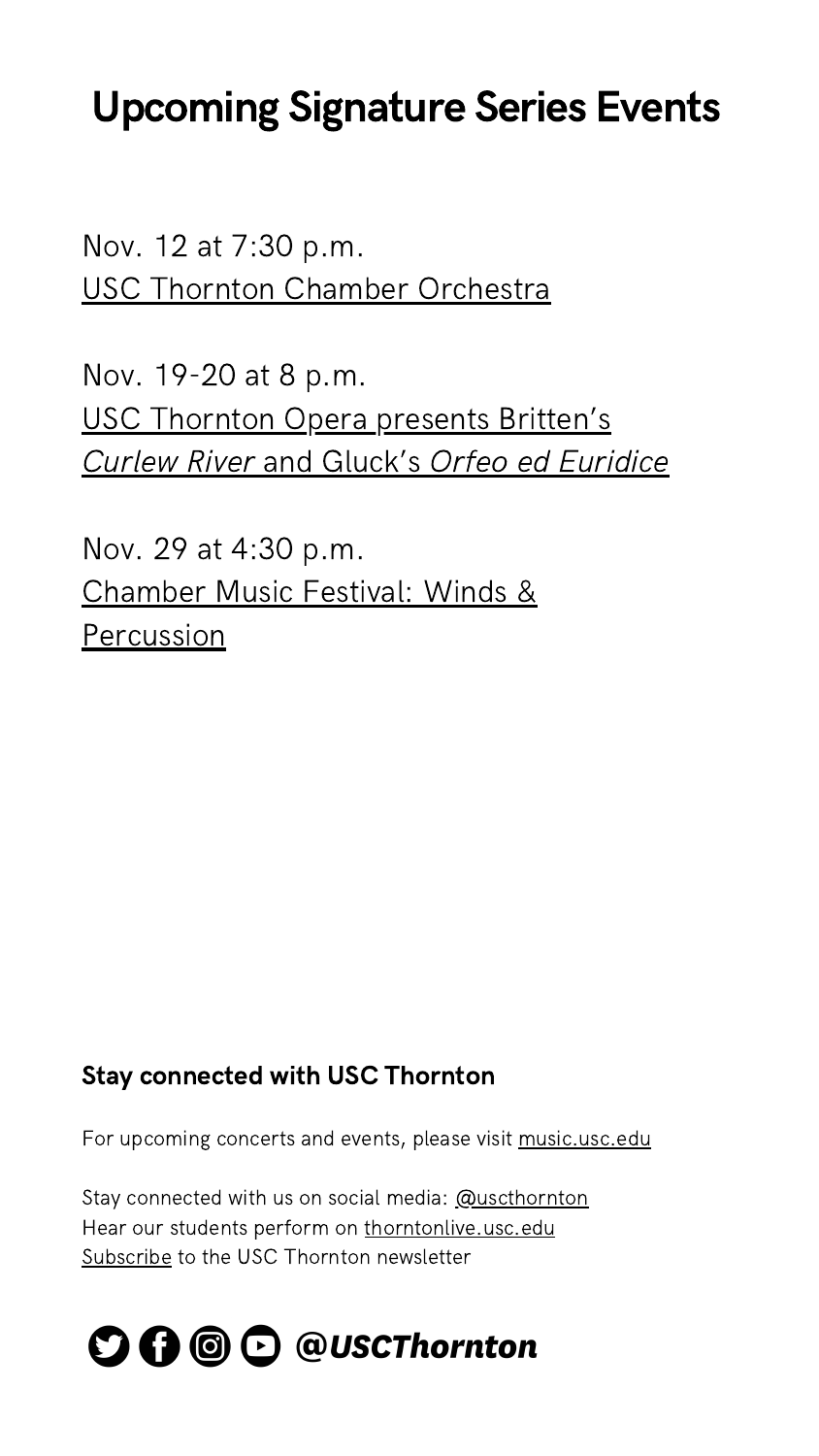## Upcoming Signature Series Events

Nov. 12 at 7:30 p.m.
USC Thornton Chamber Orchestra

Nov. 19-20 at 8 p.m.
USC Thornton Opera presents Britten's *Curlew River* and Gluck's *Orfeo ed Euridice*

Nov. 29 at 4:30 p.m.
Chamber Music Festival: Winds & Percussion

**Stay connected with USC Thornton**

For upcoming concerts and events, please visit music.usc.edu

Stay connected with us on social media: @uscthornton
Hear our students perform on thorntonlive.usc.edu
Subscribe to the USC Thornton newsletter

***@USCThornton***